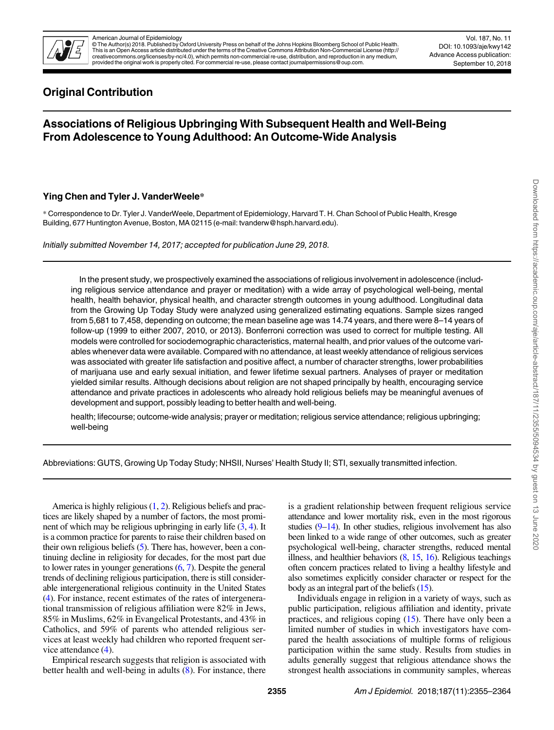## Original Contribution

# Associations of Religious Upbringing With Subsequent Health and Well-Being From Adolescence to Young Adulthood: An Outcome-Wide Analysis

**Ying Chen and Tyler J. VanderWeele***

* Correspondence to Dr. Tyler J. VanderWeele, Department of Epidemiology, Harvard T. H. Chan School of Public Health, Kresge Building, 677 Huntington Avenue, Boston, MA 02115 (e-mail: tvanderw@hsph.harvard.edu).

*Initially submitted November 14, 2017; accepted for publication June 29, 2018.*

In the present study, we prospectively examined the associations of religious involvement in adolescence (including religious service attendance and prayer or meditation) with a wide array of psychological well-being, mental health, health behavior, physical health, and character strength outcomes in young adulthood. Longitudinal data from the Growing Up Today Study were analyzed using generalized estimating equations. Sample sizes ranged from 5,681 to 7,458, depending on outcome; the mean baseline age was 14.74 years, and there were 8–14 years of follow-up (1999 to either 2007, 2010, or 2013). Bonferroni correction was used to correct for multiple testing. All models were controlled for sociodemographic characteristics, maternal health, and prior values of the outcome variables whenever data were available. Compared with no attendance, at least weekly attendance of religious services was associated with greater life satisfaction and positive affect, a number of character strengths, lower probabilities of marijuana use and early sexual initiation, and fewer lifetime sexual partners. Analyses of prayer or meditation yielded similar results. Although decisions about religion are not shaped principally by health, encouraging service attendance and private practices in adolescents who already hold religious beliefs may be meaningful avenues of development and support, possibly leading to better health and well-being.

health; lifecourse; outcome-wide analysis; prayer or meditation; religious service attendance; religious upbringing; well-being

Abbreviations: GUTS, Growing Up Today Study; NHSII, Nurses' Health Study II; STI, sexually transmitted infection.

America is highly religious (1, 2). Religious beliefs and practices are likely shaped by a number of factors, the most prominent of which may be religious upbringing in early life (3, 4). It is a common practice for parents to raise their children based on their own religious beliefs (5). There has, however, been a continuing decline in religiosity for decades, for the most part due to lower rates in younger generations (6, 7). Despite the general trends of declining religious participation, there is still considerable intergenerational religious continuity in the United States (4). For instance, recent estimates of the rates of intergenerational transmission of religious affiliation were 82% in Jews, 85% in Muslims, 62% in Evangelical Protestants, and 43% in Catholics, and 59% of parents who attended religious services at least weekly had children who reported frequent service attendance (4).

Empirical research suggests that religion is associated with better health and well-being in adults (8). For instance, there is a gradient relationship between frequent religious service attendance and lower mortality risk, even in the most rigorous studies (9–14). In other studies, religious involvement has also been linked to a wide range of other outcomes, such as greater psychological well-being, character strengths, reduced mental illness, and healthier behaviors (8, 15, 16). Religious teachings often concern practices related to living a healthy lifestyle and also sometimes explicitly consider character or respect for the body as an integral part of the beliefs (15).

Individuals engage in religion in a variety of ways, such as public participation, religious affiliation and identity, private practices, and religious coping (15). There have only been a limited number of studies in which investigators have compared the health associations of multiple forms of religious participation within the same study. Results from studies in adults generally suggest that religious attendance shows the strongest health associations in community samples, whereas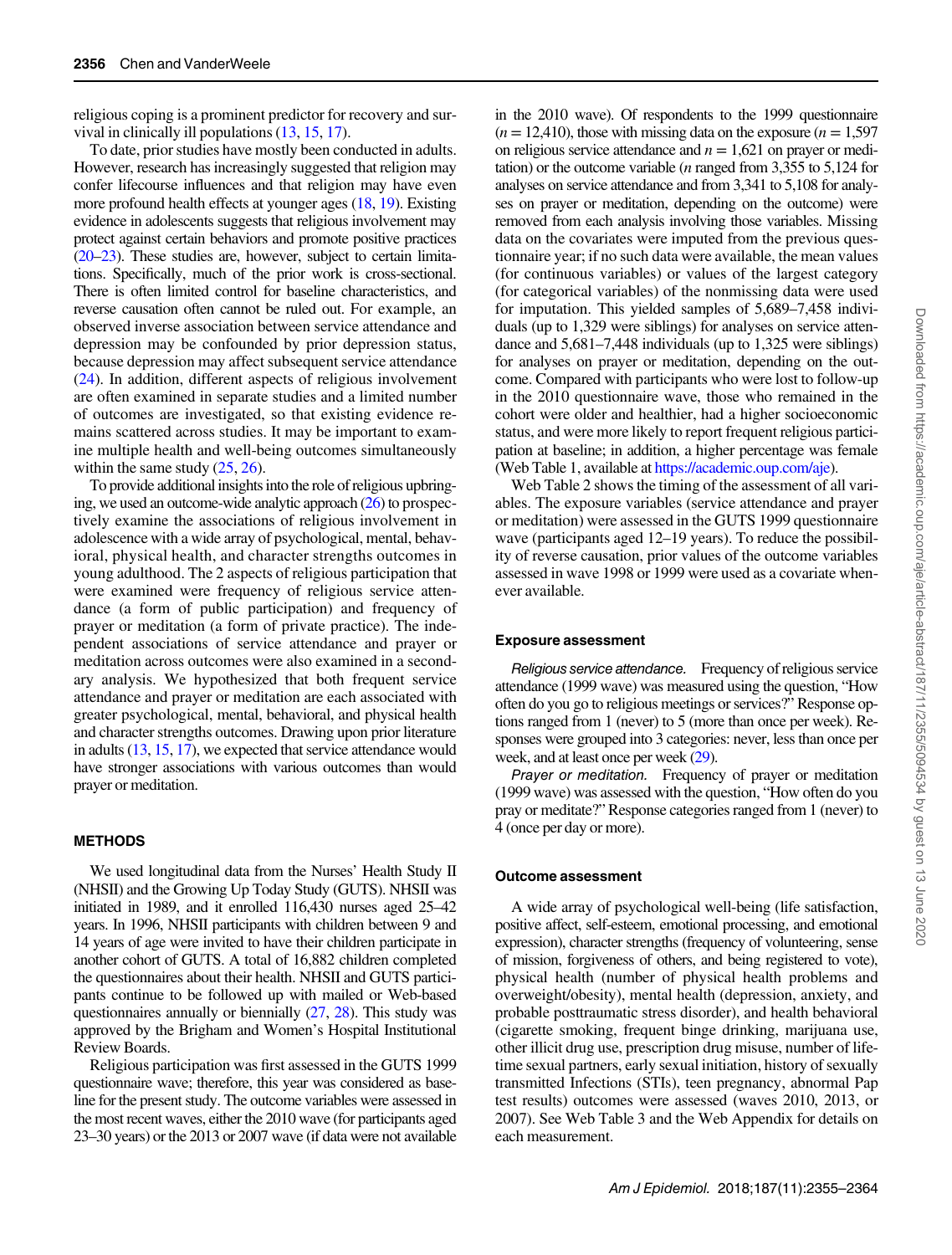religious coping is a prominent predictor for recovery and survival in clinically ill populations (13, 15, 17).

To date, prior studies have mostly been conducted in adults. However, research has increasingly suggested that religion may confer lifecourse influences and that religion may have even more profound health effects at younger ages (18, 19). Existing evidence in adolescents suggests that religious involvement may protect against certain behaviors and promote positive practices (20–23). These studies are, however, subject to certain limitations. Specifically, much of the prior work is cross-sectional. There is often limited control for baseline characteristics, and reverse causation often cannot be ruled out. For example, an observed inverse association between service attendance and depression may be confounded by prior depression status, because depression may affect subsequent service attendance (24). In addition, different aspects of religious involvement are often examined in separate studies and a limited number of outcomes are investigated, so that existing evidence remains scattered across studies. It may be important to examine multiple health and well-being outcomes simultaneously within the same study (25, 26).

To provide additional insights into the role of religious upbringing, we used an outcome-wide analytic approach (26) to prospectively examine the associations of religious involvement in adolescence with a wide array of psychological, mental, behavioral, physical health, and character strengths outcomes in young adulthood. The 2 aspects of religious participation that were examined were frequency of religious service attendance (a form of public participation) and frequency of prayer or meditation (a form of private practice). The independent associations of service attendance and prayer or meditation across outcomes were also examined in a secondary analysis. We hypothesized that both frequent service attendance and prayer or meditation are each associated with greater psychological, mental, behavioral, and physical health and character strengths outcomes. Drawing upon prior literature in adults (13, 15, 17), we expected that service attendance would have stronger associations with various outcomes than would prayer or meditation.

## METHODS

We used longitudinal data from the Nurses' Health Study II (NHSII) and the Growing Up Today Study (GUTS). NHSII was initiated in 1989, and it enrolled 116,430 nurses aged 25–42 years. In 1996, NHSII participants with children between 9 and 14 years of age were invited to have their children participate in another cohort of GUTS. A total of 16,882 children completed the questionnaires about their health. NHSII and GUTS participants continue to be followed up with mailed or Web-based questionnaires annually or biennially (27, 28). This study was approved by the Brigham and Women's Hospital Institutional Review Boards.

Religious participation was first assessed in the GUTS 1999 questionnaire wave; therefore, this year was considered as baseline for the present study. The outcome variables were assessed in the most recent waves, either the 2010 wave (for participants aged 23–30 years) or the 2013 or 2007 wave (if data were not available in the 2010 wave). Of respondents to the 1999 questionnaire ($n = 12,410$), those with missing data on the exposure ($n = 1,597$ on religious service attendance and $n = 1,621$ on prayer or meditation) or the outcome variable ($n$ ranged from 3,355 to 5,124 for analyses on service attendance and from 3,341 to 5,108 for analyses on prayer or meditation, depending on the outcome) were removed from each analysis involving those variables. Missing data on the covariates were imputed from the previous questionnaire year; if no such data were available, the mean values (for continuous variables) or values of the largest category (for categorical variables) of the nonmissing data were used for imputation. This yielded samples of 5,689–7,458 individuals (up to 1,329 were siblings) for analyses on service attendance and 5,681–7,448 individuals (up to 1,325 were siblings) for analyses on prayer or meditation, depending on the outcome. Compared with participants who were lost to follow-up in the 2010 questionnaire wave, those who remained in the cohort were older and healthier, had a higher socioeconomic status, and were more likely to report frequent religious participation at baseline; in addition, a higher percentage was female (Web Table 1, available at https://academic.oup.com/aje).

Web Table 2 shows the timing of the assessment of all variables. The exposure variables (service attendance and prayer or meditation) were assessed in the GUTS 1999 questionnaire wave (participants aged 12–19 years). To reduce the possibility of reverse causation, prior values of the outcome variables assessed in wave 1998 or 1999 were used as a covariate whenever available.

### Exposure assessment

*Religious service attendance.* Frequency of religious service attendance (1999 wave) was measured using the question, "How often do you go to religious meetings or services?" Response options ranged from 1 (never) to 5 (more than once per week). Responses were grouped into 3 categories: never, less than once per week, and at least once per week (29).

*Prayer or meditation.* Frequency of prayer or meditation (1999 wave) was assessed with the question, "How often do you pray or meditate?" Response categories ranged from 1 (never) to 4 (once per day or more).

### Outcome assessment

A wide array of psychological well-being (life satisfaction, positive affect, self-esteem, emotional processing, and emotional expression), character strengths (frequency of volunteering, sense of mission, forgiveness of others, and being registered to vote), physical health (number of physical health problems and overweight/obesity), mental health (depression, anxiety, and probable posttraumatic stress disorder), and health behavioral (cigarette smoking, frequent binge drinking, marijuana use, other illicit drug use, prescription drug misuse, number of lifetime sexual partners, early sexual initiation, history of sexually transmitted Infections (STIs), teen pregnancy, abnormal Pap test results) outcomes were assessed (waves 2010, 2013, or 2007). See Web Table 3 and the Web Appendix for details on each measurement.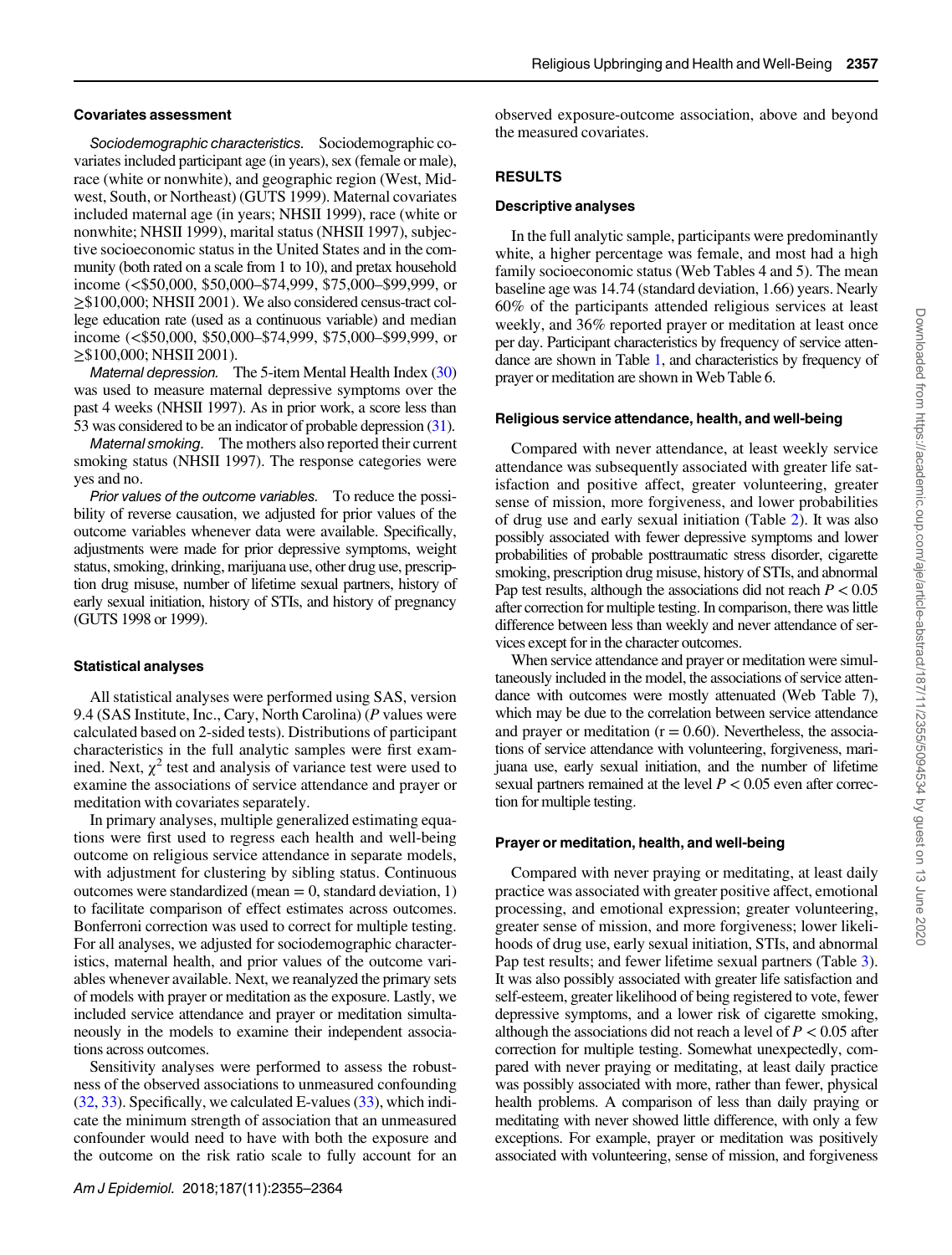### Covariates assessment

*Sociodemographic characteristics.* Sociodemographic covariates included participant age (in years), sex (female or male), race (white or nonwhite), and geographic region (West, Midwest, South, or Northeast) (GUTS 1999). Maternal covariates included maternal age (in years; NHSII 1999), race (white or nonwhite; NHSII 1999), marital status (NHSII 1997), subjective socioeconomic status in the United States and in the community (both rated on a scale from 1 to 10), and pretax household income (<$50,000, $50,000–$74,999, $75,000–$99,999, or ≥$100,000; NHSII 2001). We also considered census-tract college education rate (used as a continuous variable) and median income (<$50,000, $50,000–$74,999, $75,000–$99,999, or ≥$100,000; NHSII 2001).

*Maternal depression.* The 5-item Mental Health Index (30) was used to measure maternal depressive symptoms over the past 4 weeks (NHSII 1997). As in prior work, a score less than 53 was considered to be an indicator of probable depression (31).

*Maternal smoking.* The mothers also reported their current smoking status (NHSII 1997). The response categories were yes and no.

*Prior values of the outcome variables.* To reduce the possibility of reverse causation, we adjusted for prior values of the outcome variables whenever data were available. Specifically, adjustments were made for prior depressive symptoms, weight status, smoking, drinking, marijuana use, other drug use, prescription drug misuse, number of lifetime sexual partners, history of early sexual initiation, history of STIs, and history of pregnancy (GUTS 1998 or 1999).

### Statistical analyses

All statistical analyses were performed using SAS, version 9.4 (SAS Institute, Inc., Cary, North Carolina) (*P* values were calculated based on 2-sided tests). Distributions of participant characteristics in the full analytic samples were first examined. Next, $\chi^2$ test and analysis of variance test were used to examine the associations of service attendance and prayer or meditation with covariates separately.

In primary analyses, multiple generalized estimating equations were first used to regress each health and well-being outcome on religious service attendance in separate models, with adjustment for clustering by sibling status. Continuous outcomes were standardized (mean = 0, standard deviation, 1) to facilitate comparison of effect estimates across outcomes. Bonferroni correction was used to correct for multiple testing. For all analyses, we adjusted for sociodemographic characteristics, maternal health, and prior values of the outcome variables whenever available. Next, we reanalyzed the primary sets of models with prayer or meditation as the exposure. Lastly, we included service attendance and prayer or meditation simultaneously in the models to examine their independent associations across outcomes.

Sensitivity analyses were performed to assess the robustness of the observed associations to unmeasured confounding (32, 33). Specifically, we calculated E-values (33), which indicate the minimum strength of association that an unmeasured confounder would need to have with both the exposure and the outcome on the risk ratio scale to fully account for an observed exposure-outcome association, above and beyond the measured covariates.

## RESULTS

### Descriptive analyses

In the full analytic sample, participants were predominantly white, a higher percentage was female, and most had a high family socioeconomic status (Web Tables 4 and 5). The mean baseline age was 14.74 (standard deviation, 1.66) years. Nearly 60% of the participants attended religious services at least weekly, and 36% reported prayer or meditation at least once per day. Participant characteristics by frequency of service attendance are shown in Table 1, and characteristics by frequency of prayer or meditation are shown in Web Table 6.

### Religious service attendance, health, and well-being

Compared with never attendance, at least weekly service attendance was subsequently associated with greater life satisfaction and positive affect, greater volunteering, greater sense of mission, more forgiveness, and lower probabilities of drug use and early sexual initiation (Table 2). It was also possibly associated with fewer depressive symptoms and lower probabilities of probable posttraumatic stress disorder, cigarette smoking, prescription drug misuse, history of STIs, and abnormal Pap test results, although the associations did not reach $P < 0.05$ after correction for multiple testing. In comparison, there was little difference between less than weekly and never attendance of services except for in the character outcomes.

When service attendance and prayer or meditation were simultaneously included in the model, the associations of service attendance with outcomes were mostly attenuated (Web Table 7), which may be due to the correlation between service attendance and prayer or meditation (r = 0.60). Nevertheless, the associations of service attendance with volunteering, forgiveness, marijuana use, early sexual initiation, and the number of lifetime sexual partners remained at the level $P < 0.05$ even after correction for multiple testing.

### Prayer or meditation, health, and well-being

Compared with never praying or meditating, at least daily practice was associated with greater positive affect, emotional processing, and emotional expression; greater volunteering, greater sense of mission, and more forgiveness; lower likelihoods of drug use, early sexual initiation, STIs, and abnormal Pap test results; and fewer lifetime sexual partners (Table 3). It was also possibly associated with greater life satisfaction and self-esteem, greater likelihood of being registered to vote, fewer depressive symptoms, and a lower risk of cigarette smoking, although the associations did not reach a level of $P < 0.05$ after correction for multiple testing. Somewhat unexpectedly, compared with never praying or meditating, at least daily practice was possibly associated with more, rather than fewer, physical health problems. A comparison of less than daily praying or meditating with never showed little difference, with only a few exceptions. For example, prayer or meditation was positively associated with volunteering, sense of mission, and forgiveness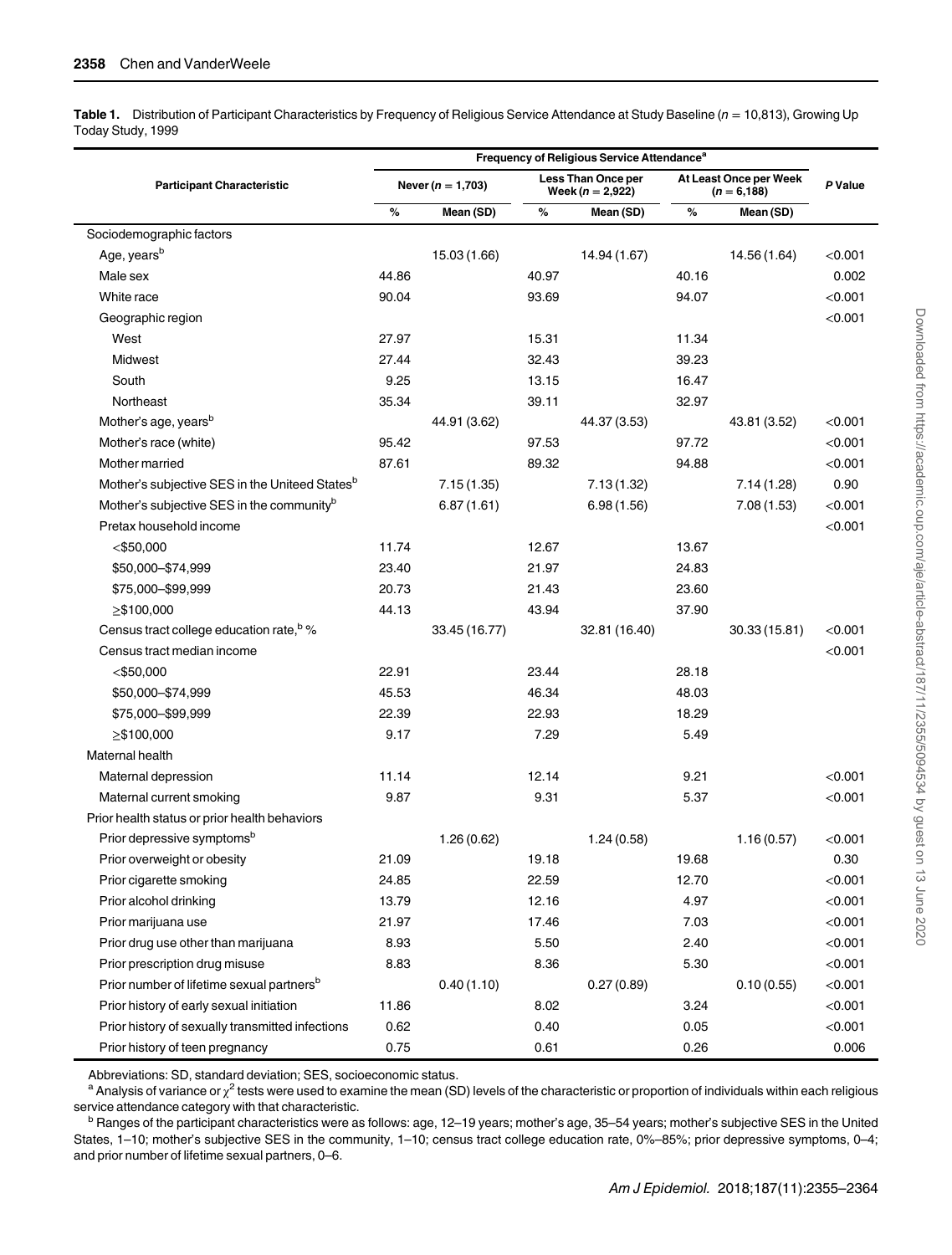**Table 1.** Distribution of Participant Characteristics by Frequency of Religious Service Attendance at Study Baseline ($n = 10{,}813$), Growing Up Today Study, 1999

| Participant Characteristic | Frequency of Religious Service Attendance[a] | | | | | | P Value |
|---|---|---|---|---|---|---|---|
| | Never ($n = 1{,}703$) | | Less Than Once per Week ($n = 2{,}922$) | | At Least Once per Week ($n = 6{,}188$) | | |
| | % | Mean (SD) | % | Mean (SD) | % | Mean (SD) | |
| Sociodemographic factors | | | | | | | |
| Age, years[b] | | 15.03 (1.66) | | 14.94 (1.67) | | 14.56 (1.64) | <0.001 |
| Male sex | 44.86 | | 40.97 | | 40.16 | | 0.002 |
| White race | 90.04 | | 93.69 | | 94.07 | | <0.001 |
| Geographic region | | | | | | | <0.001 |
| West | 27.97 | | 15.31 | | 11.34 | | |
| Midwest | 27.44 | | 32.43 | | 39.23 | | |
| South | 9.25 | | 13.15 | | 16.47 | | |
| Northeast | 35.34 | | 39.11 | | 32.97 | | |
| Mother's age, years[b] | | 44.91 (3.62) | | 44.37 (3.53) | | 43.81 (3.52) | <0.001 |
| Mother's race (white) | 95.42 | | 97.53 | | 97.72 | | <0.001 |
| Mother married | 87.61 | | 89.32 | | 94.88 | | <0.001 |
| Mother's subjective SES in the Uniteed States[b] | | 7.15 (1.35) | | 7.13 (1.32) | | 7.14 (1.28) | 0.90 |
| Mother's subjective SES in the community[b] | | 6.87 (1.61) | | 6.98 (1.56) | | 7.08 (1.53) | <0.001 |
| Pretax household income | | | | | | | <0.001 |
| <$50,000 | 11.74 | | 12.67 | | 13.67 | | |
| $50,000–$74,999 | 23.40 | | 21.97 | | 24.83 | | |
| $75,000–$99,999 | 20.73 | | 21.43 | | 23.60 | | |
| ≥$100,000 | 44.13 | | 43.94 | | 37.90 | | |
| Census tract college education rate,[b] % | | 33.45 (16.77) | | 32.81 (16.40) | | 30.33 (15.81) | <0.001 |
| Census tract median income | | | | | | | <0.001 |
| <$50,000 | 22.91 | | 23.44 | | 28.18 | | |
| $50,000–$74,999 | 45.53 | | 46.34 | | 48.03 | | |
| $75,000–$99,999 | 22.39 | | 22.93 | | 18.29 | | |
| ≥$100,000 | 9.17 | | 7.29 | | 5.49 | | |
| Maternal health | | | | | | | |
| Maternal depression | 11.14 | | 12.14 | | 9.21 | | <0.001 |
| Maternal current smoking | 9.87 | | 9.31 | | 5.37 | | <0.001 |
| Prior health status or prior health behaviors | | | | | | | |
| Prior depressive symptoms[b] | | 1.26 (0.62) | | 1.24 (0.58) | | 1.16 (0.57) | <0.001 |
| Prior overweight or obesity | 21.09 | | 19.18 | | 19.68 | | 0.30 |
| Prior cigarette smoking | 24.85 | | 22.59 | | 12.70 | | <0.001 |
| Prior alcohol drinking | 13.79 | | 12.16 | | 4.97 | | <0.001 |
| Prior marijuana use | 21.97 | | 17.46 | | 7.03 | | <0.001 |
| Prior drug use other than marijuana | 8.93 | | 5.50 | | 2.40 | | <0.001 |
| Prior prescription drug misuse | 8.83 | | 8.36 | | 5.30 | | <0.001 |
| Prior number of lifetime sexual partners[b] | | 0.40 (1.10) | | 0.27 (0.89) | | 0.10 (0.55) | <0.001 |
| Prior history of early sexual initiation | 11.86 | | 8.02 | | 3.24 | | <0.001 |
| Prior history of sexually transmitted infections | 0.62 | | 0.40 | | 0.05 | | <0.001 |
| Prior history of teen pregnancy | 0.75 | | 0.61 | | 0.26 | | 0.006 |

Abbreviations: SD, standard deviation; SES, socioeconomic status.

[a] Analysis of variance or $\chi^2$ tests were used to examine the mean (SD) levels of the characteristic or proportion of individuals within each religious service attendance category with that characteristic.

[b] Ranges of the participant characteristics were as follows: age, 12–19 years; mother's age, 35–54 years; mother's subjective SES in the United States, 1–10; mother's subjective SES in the community, 1–10; census tract college education rate, 0%–85%; prior depressive symptoms, 0–4; and prior number of lifetime sexual partners, 0–6.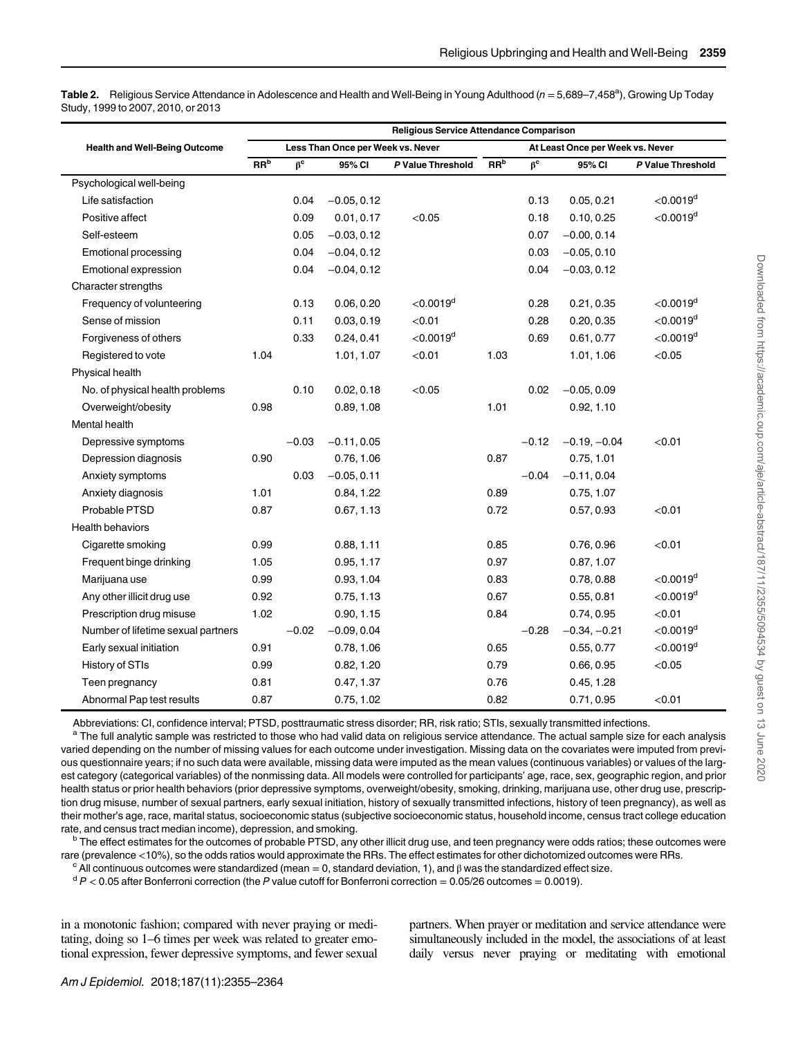**Table 2.** Religious Service Attendance in Adolescence and Health and Well-Being in Young Adulthood ($n$ = 5,689–7,458[a]), Growing Up Today Study, 1999 to 2007, 2010, or 2013

| Health and Well-Being Outcome | Religious Service Attendance Comparison | | | | | | | |
|---|---|---|---|---|---|---|---|---|
| | Less Than Once per Week vs. Never | | | | At Least Once per Week vs. Never | | | |
| | RR[b] | β[c] | 95% CI | P Value Threshold | RR[b] | β[c] | 95% CI | P Value Threshold |
| Psychological well-being | | | | | | | | |
| Life satisfaction | | 0.04 | −0.05, 0.12 | | | 0.13 | 0.05, 0.21 | <0.0019[d] |
| Positive affect | | 0.09 | 0.01, 0.17 | <0.05 | | 0.18 | 0.10, 0.25 | <0.0019[d] |
| Self-esteem | | 0.05 | −0.03, 0.12 | | | 0.07 | −0.00, 0.14 | |
| Emotional processing | | 0.04 | −0.04, 0.12 | | | 0.03 | −0.05, 0.10 | |
| Emotional expression | | 0.04 | −0.04, 0.12 | | | 0.04 | −0.03, 0.12 | |
| Character strengths | | | | | | | | |
| Frequency of volunteering | | 0.13 | 0.06, 0.20 | <0.0019[d] | | 0.28 | 0.21, 0.35 | <0.0019[d] |
| Sense of mission | | 0.11 | 0.03, 0.19 | <0.01 | | 0.28 | 0.20, 0.35 | <0.0019[d] |
| Forgiveness of others | | 0.33 | 0.24, 0.41 | <0.0019[d] | | 0.69 | 0.61, 0.77 | <0.0019[d] |
| Registered to vote | 1.04 | | 1.01, 1.07 | <0.01 | 1.03 | | 1.01, 1.06 | <0.05 |
| Physical health | | | | | | | | |
| No. of physical health problems | | 0.10 | 0.02, 0.18 | <0.05 | | 0.02 | −0.05, 0.09 | |
| Overweight/obesity | 0.98 | | 0.89, 1.08 | | 1.01 | | 0.92, 1.10 | |
| Mental health | | | | | | | | |
| Depressive symptoms | | −0.03 | −0.11, 0.05 | | | −0.12 | −0.19, −0.04 | <0.01 |
| Depression diagnosis | 0.90 | | 0.76, 1.06 | | 0.87 | | 0.75, 1.01 | |
| Anxiety symptoms | | 0.03 | −0.05, 0.11 | | | −0.04 | −0.11, 0.04 | |
| Anxiety diagnosis | 1.01 | | 0.84, 1.22 | | 0.89 | | 0.75, 1.07 | |
| Probable PTSD | 0.87 | | 0.67, 1.13 | | 0.72 | | 0.57, 0.93 | <0.01 |
| Health behaviors | | | | | | | | |
| Cigarette smoking | 0.99 | | 0.88, 1.11 | | 0.85 | | 0.76, 0.96 | <0.01 |
| Frequent binge drinking | 1.05 | | 0.95, 1.17 | | 0.97 | | 0.87, 1.07 | |
| Marijuana use | 0.99 | | 0.93, 1.04 | | 0.83 | | 0.78, 0.88 | <0.0019[d] |
| Any other illicit drug use | 0.92 | | 0.75, 1.13 | | 0.67 | | 0.55, 0.81 | <0.0019[d] |
| Prescription drug misuse | 1.02 | | 0.90, 1.15 | | 0.84 | | 0.74, 0.95 | <0.01 |
| Number of lifetime sexual partners | | −0.02 | −0.09, 0.04 | | | −0.28 | −0.34, −0.21 | <0.0019[d] |
| Early sexual initiation | 0.91 | | 0.78, 1.06 | | 0.65 | | 0.55, 0.77 | <0.0019[d] |
| History of STIs | 0.99 | | 0.82, 1.20 | | 0.79 | | 0.66, 0.95 | <0.05 |
| Teen pregnancy | 0.81 | | 0.47, 1.37 | | 0.76 | | 0.45, 1.28 | |
| Abnormal Pap test results | 0.87 | | 0.75, 1.02 | | 0.82 | | 0.71, 0.95 | <0.01 |

Abbreviations: CI, confidence interval; PTSD, posttraumatic stress disorder; RR, risk ratio; STIs, sexually transmitted infections.

[a] The full analytic sample was restricted to those who had valid data on religious service attendance. The actual sample size for each analysis varied depending on the number of missing values for each outcome under investigation. Missing data on the covariates were imputed from previous questionnaire years; if no such data were available, missing data were imputed as the mean values (continuous variables) or values of the largest category (categorical variables) of the nonmissing data. All models were controlled for participants' age, race, sex, geographic region, and prior health status or prior health behaviors (prior depressive symptoms, overweight/obesity, smoking, drinking, marijuana use, other drug use, prescription drug misuse, number of sexual partners, early sexual initiation, history of sexually transmitted infections, history of teen pregnancy), as well as their mother's age, race, marital status, socioeconomic status (subjective socioeconomic status, household income, census tract college education rate, and census tract median income), depression, and smoking.

[b] The effect estimates for the outcomes of probable PTSD, any other illicit drug use, and teen pregnancy were odds ratios; these outcomes were rare (prevalence <10%), so the odds ratios would approximate the RRs. The effect estimates for other dichotomized outcomes were RRs.

[c] All continuous outcomes were standardized (mean = 0, standard deviation, 1), and β was the standardized effect size.

[d] $P < 0.05$ after Bonferroni correction (the $P$ value cutoff for Bonferroni correction = 0.05/26 outcomes = 0.0019).

in a monotonic fashion; compared with never praying or meditating, doing so 1–6 times per week was related to greater emotional expression, fewer depressive symptoms, and fewer sexual partners. When prayer or meditation and service attendance were simultaneously included in the model, the associations of at least daily versus never praying or meditating with emotional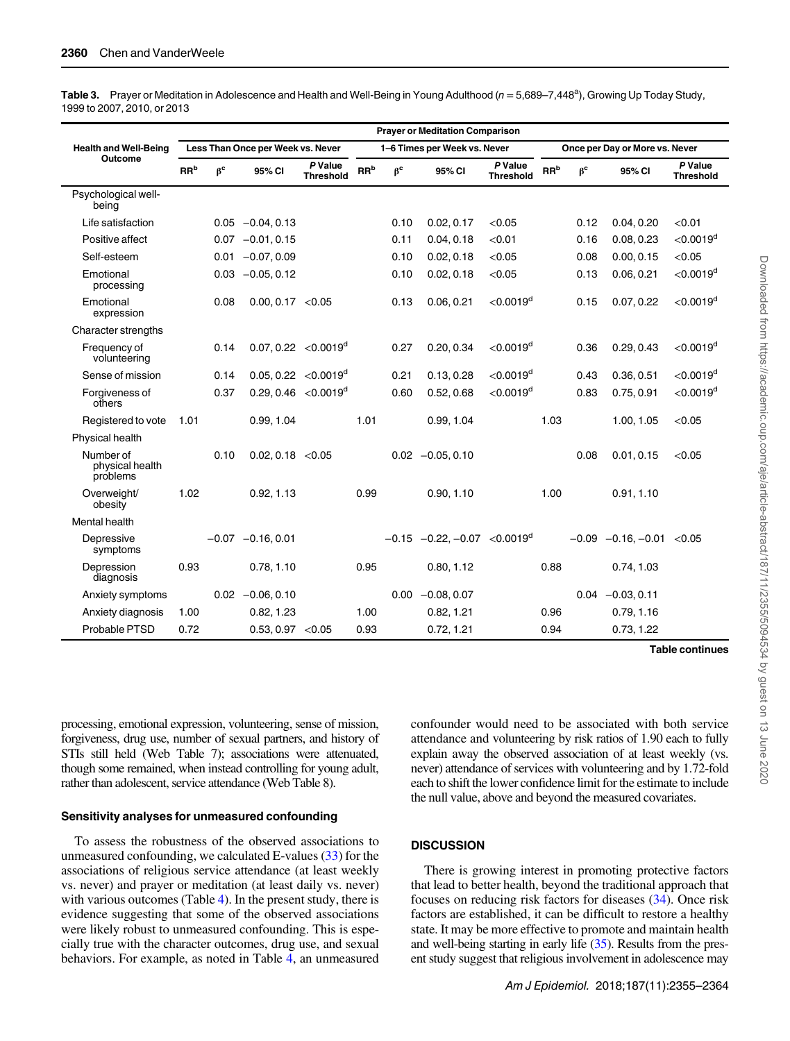**Table 3.** Prayer or Meditation in Adolescence and Health and Well-Being in Young Adulthood ($n$ = 5,689–7,448[a]), Growing Up Today Study, 1999 to 2007, 2010, or 2013

| Health and Well-Being Outcome | Prayer or Meditation Comparison | | | | | | | | | | | |
|---|---|---|---|---|---|---|---|---|---|---|---|---|
| | Less Than Once per Week vs. Never | | | | 1–6 Times per Week vs. Never | | | | Once per Day or More vs. Never | | | |
| | RR[b] | β[c] | 95% CI | P Value Threshold | RR[b] | β[c] | 95% CI | P Value Threshold | RR[b] | β[c] | 95% CI | P Value Threshold |
| Psychological well-being | | | | | | | | | | | | |
| Life satisfaction | | 0.05 | −0.04, 0.13 | | | 0.10 | 0.02, 0.17 | <0.05 | | 0.12 | 0.04, 0.20 | <0.01 |
| Positive affect | | 0.07 | −0.01, 0.15 | | | 0.11 | 0.04, 0.18 | <0.01 | | 0.16 | 0.08, 0.23 | <0.0019[d] |
| Self-esteem | | 0.01 | −0.07, 0.09 | | | 0.10 | 0.02, 0.18 | <0.05 | | 0.08 | 0.00, 0.15 | <0.05 |
| Emotional processing | | 0.03 | −0.05, 0.12 | | | 0.10 | 0.02, 0.18 | <0.05 | | 0.13 | 0.06, 0.21 | <0.0019[d] |
| Emotional expression | | 0.08 | 0.00, 0.17 | <0.05 | | 0.13 | 0.06, 0.21 | <0.0019[d] | | 0.15 | 0.07, 0.22 | <0.0019[d] |
| Character strengths | | | | | | | | | | | | |
| Frequency of volunteering | | 0.14 | 0.07, 0.22 | <0.0019[d] | | 0.27 | 0.20, 0.34 | <0.0019[d] | | 0.36 | 0.29, 0.43 | <0.0019[d] |
| Sense of mission | | 0.14 | 0.05, 0.22 | <0.0019[d] | | 0.21 | 0.13, 0.28 | <0.0019[d] | | 0.43 | 0.36, 0.51 | <0.0019[d] |
| Forgiveness of others | | 0.37 | 0.29, 0.46 | <0.0019[d] | | 0.60 | 0.52, 0.68 | <0.0019[d] | | 0.83 | 0.75, 0.91 | <0.0019[d] |
| Registered to vote | 1.01 | | 0.99, 1.04 | | 1.01 | | 0.99, 1.04 | | 1.03 | | 1.00, 1.05 | <0.05 |
| Physical health | | | | | | | | | | | | |
| Number of physical health problems | | 0.10 | 0.02, 0.18 | <0.05 | | 0.02 | −0.05, 0.10 | | | 0.08 | 0.01, 0.15 | <0.05 |
| Overweight/obesity | 1.02 | | 0.92, 1.13 | | 0.99 | | 0.90, 1.10 | | 1.00 | | 0.91, 1.10 | |
| Mental health | | | | | | | | | | | | |
| Depressive symptoms | | −0.07 | −0.16, 0.01 | | | −0.15 | −0.22, −0.07 | <0.0019[d] | | −0.09 | −0.16, −0.01 | <0.05 |
| Depression diagnosis | 0.93 | | 0.78, 1.10 | | 0.95 | | 0.80, 1.12 | | 0.88 | | 0.74, 1.03 | |
| Anxiety symptoms | | 0.02 | −0.06, 0.10 | | | 0.00 | −0.08, 0.07 | | | 0.04 | −0.03, 0.11 | |
| Anxiety diagnosis | 1.00 | | 0.82, 1.23 | | 1.00 | | 0.82, 1.21 | | 0.96 | | 0.79, 1.16 | |
| Probable PTSD | 0.72 | | 0.53, 0.97 | <0.05 | 0.93 | | 0.72, 1.21 | | 0.94 | | 0.73, 1.22 | |

Table continues

processing, emotional expression, volunteering, sense of mission, forgiveness, drug use, number of sexual partners, and history of STIs still held (Web Table 7); associations were attenuated, though some remained, when instead controlling for young adult, rather than adolescent, service attendance (Web Table 8).

### Sensitivity analyses for unmeasured confounding

To assess the robustness of the observed associations to unmeasured confounding, we calculated E-values (33) for the associations of religious service attendance (at least weekly vs. never) and prayer or meditation (at least daily vs. never) with various outcomes (Table 4). In the present study, there is evidence suggesting that some of the observed associations were likely robust to unmeasured confounding. This is especially true with the character outcomes, drug use, and sexual behaviors. For example, as noted in Table 4, an unmeasured confounder would need to be associated with both service attendance and volunteering by risk ratios of 1.90 each to fully explain away the observed association of at least weekly (vs. never) attendance of services with volunteering and by 1.72-fold each to shift the lower confidence limit for the estimate to include the null value, above and beyond the measured covariates.

## DISCUSSION

There is growing interest in promoting protective factors that lead to better health, beyond the traditional approach that focuses on reducing risk factors for diseases (34). Once risk factors are established, it can be difficult to restore a healthy state. It may be more effective to promote and maintain health and well-being starting in early life (35). Results from the present study suggest that religious involvement in adolescence may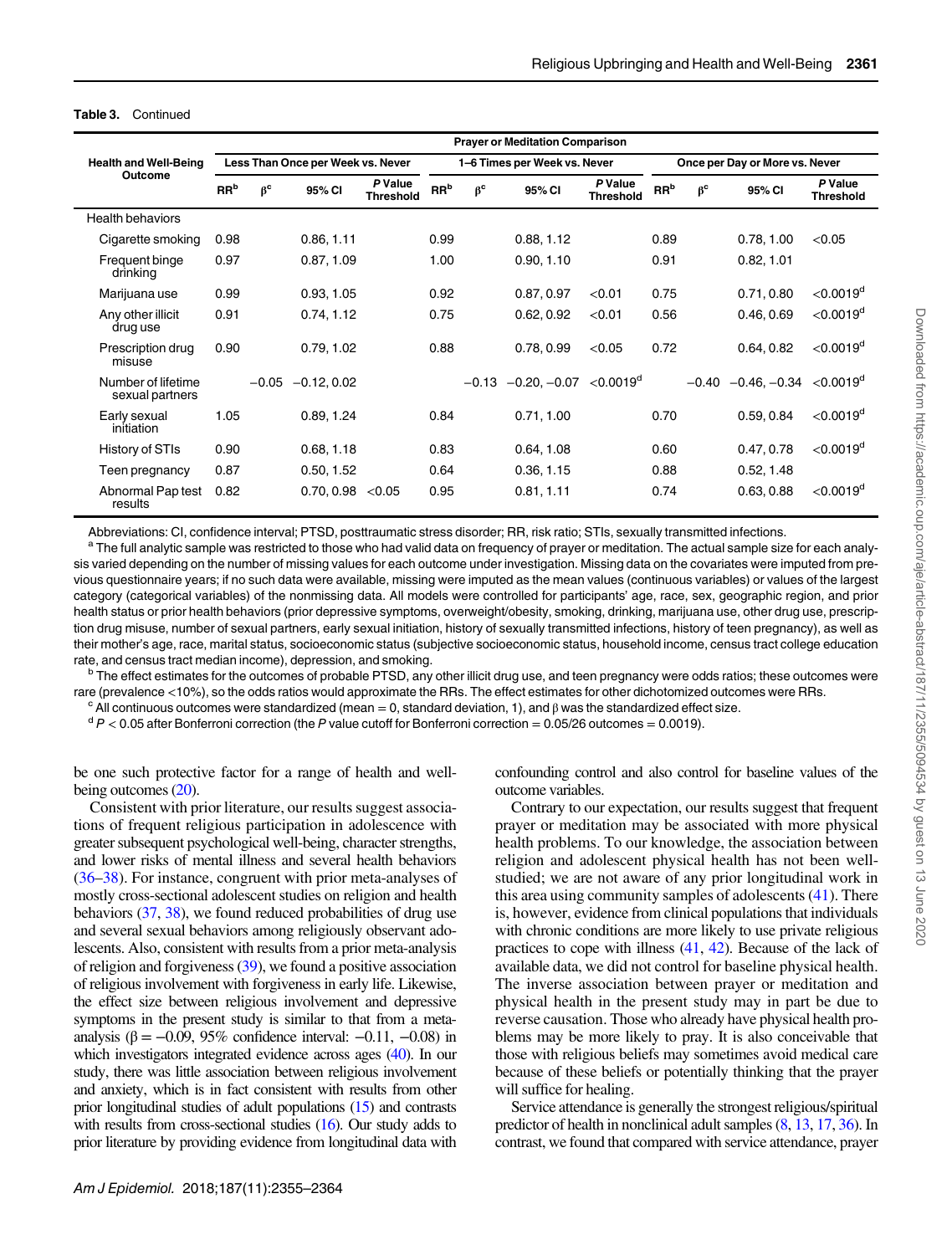**Table 3.** Continued

| Health and Well-Being Outcome | Prayer or Meditation Comparison | | | | | | | | | | | |
|---|---|---|---|---|---|---|---|---|---|---|---|---|
| | Less Than Once per Week vs. Never | | | | 1–6 Times per Week vs. Never | | | | Once per Day or More vs. Never | | | |
| | RR[b] | β[c] | 95% CI | *P* Value Threshold | RR[b] | β[c] | 95% CI | *P* Value Threshold | RR[b] | β[c] | 95% CI | *P* Value Threshold |
| Health behaviors | | | | | | | | | | | | |
| Cigarette smoking | 0.98 | | 0.86, 1.11 | | 0.99 | | 0.88, 1.12 | | 0.89 | | 0.78, 1.00 | <0.05 |
| Frequent binge drinking | 0.97 | | 0.87, 1.09 | | 1.00 | | 0.90, 1.10 | | 0.91 | | 0.82, 1.01 | |
| Marijuana use | 0.99 | | 0.93, 1.05 | | 0.92 | | 0.87, 0.97 | <0.01 | 0.75 | | 0.71, 0.80 | <0.0019[d] |
| Any other illicit drug use | 0.91 | | 0.74, 1.12 | | 0.75 | | 0.62, 0.92 | <0.01 | 0.56 | | 0.46, 0.69 | <0.0019[d] |
| Prescription drug misuse | 0.90 | | 0.79, 1.02 | | 0.88 | | 0.78, 0.99 | <0.05 | 0.72 | | 0.64, 0.82 | <0.0019[d] |
| Number of lifetime sexual partners | | −0.05 | −0.12, 0.02 | | | −0.13 | −0.20, −0.07 | <0.0019[d] | | −0.40 | −0.46, −0.34 | <0.0019[d] |
| Early sexual initiation | 1.05 | | 0.89, 1.24 | | 0.84 | | 0.71, 1.00 | | 0.70 | | 0.59, 0.84 | <0.0019[d] |
| History of STIs | 0.90 | | 0.68, 1.18 | | 0.83 | | 0.64, 1.08 | | 0.60 | | 0.47, 0.78 | <0.0019[d] |
| Teen pregnancy | 0.87 | | 0.50, 1.52 | | 0.64 | | 0.36, 1.15 | | 0.88 | | 0.52, 1.48 | |
| Abnormal Pap test results | 0.82 | | 0.70, 0.98 | <0.05 | 0.95 | | 0.81, 1.11 | | 0.74 | | 0.63, 0.88 | <0.0019[d] |

Abbreviations: CI, confidence interval; PTSD, posttraumatic stress disorder; RR, risk ratio; STIs, sexually transmitted infections.

[a] The full analytic sample was restricted to those who had valid data on frequency of prayer or meditation. The actual sample size for each analysis varied depending on the number of missing values for each outcome under investigation. Missing data on the covariates were imputed from previous questionnaire years; if no such data were available, missing were imputed as the mean values (continuous variables) or values of the largest category (categorical variables) of the nonmissing data. All models were controlled for participants' age, race, sex, geographic region, and prior health status or prior health behaviors (prior depressive symptoms, overweight/obesity, smoking, drinking, marijuana use, other drug use, prescription drug misuse, number of sexual partners, early sexual initiation, history of sexually transmitted infections, history of teen pregnancy), as well as their mother's age, race, marital status, socioeconomic status (subjective socioeconomic status, household income, census tract college education rate, and census tract median income), depression, and smoking.

[b] The effect estimates for the outcomes of probable PTSD, any other illicit drug use, and teen pregnancy were odds ratios; these outcomes were rare (prevalence <10%), so the odds ratios would approximate the RRs. The effect estimates for other dichotomized outcomes were RRs.

[c] All continuous outcomes were standardized (mean = 0, standard deviation, 1), and β was the standardized effect size.

[d] $P < 0.05$ after Bonferroni correction (the $P$ value cutoff for Bonferroni correction = 0.05/26 outcomes = 0.0019).

be one such protective factor for a range of health and well-being outcomes (20).

Consistent with prior literature, our results suggest associations of frequent religious participation in adolescence with greater subsequent psychological well-being, character strengths, and lower risks of mental illness and several health behaviors (36–38). For instance, congruent with prior meta-analyses of mostly cross-sectional adolescent studies on religion and health behaviors (37, 38), we found reduced probabilities of drug use and several sexual behaviors among religiously observant adolescents. Also, consistent with results from a prior meta-analysis of religion and forgiveness (39), we found a positive association of religious involvement with forgiveness in early life. Likewise, the effect size between religious involvement and depressive symptoms in the present study is similar to that from a meta-analysis (β = −0.09, 95% confidence interval: −0.11, −0.08) in which investigators integrated evidence across ages (40). In our study, there was little association between religious involvement and anxiety, which is in fact consistent with results from other prior longitudinal studies of adult populations (15) and contrasts with results from cross-sectional studies (16). Our study adds to prior literature by providing evidence from longitudinal data with confounding control and also control for baseline values of the outcome variables.

Contrary to our expectation, our results suggest that frequent prayer or meditation may be associated with more physical health problems. To our knowledge, the association between religion and adolescent physical health has not been well-studied; we are not aware of any prior longitudinal work in this area using community samples of adolescents (41). There is, however, evidence from clinical populations that individuals with chronic conditions are more likely to use private religious practices to cope with illness (41, 42). Because of the lack of available data, we did not control for baseline physical health. The inverse association between prayer or meditation and physical health in the present study may in part be due to reverse causation. Those who already have physical health problems may be more likely to pray. It is also conceivable that those with religious beliefs may sometimes avoid medical care because of these beliefs or potentially thinking that the prayer will suffice for healing.

Service attendance is generally the strongest religious/spiritual predictor of health in nonclinical adult samples (8, 13, 17, 36). In contrast, we found that compared with service attendance, prayer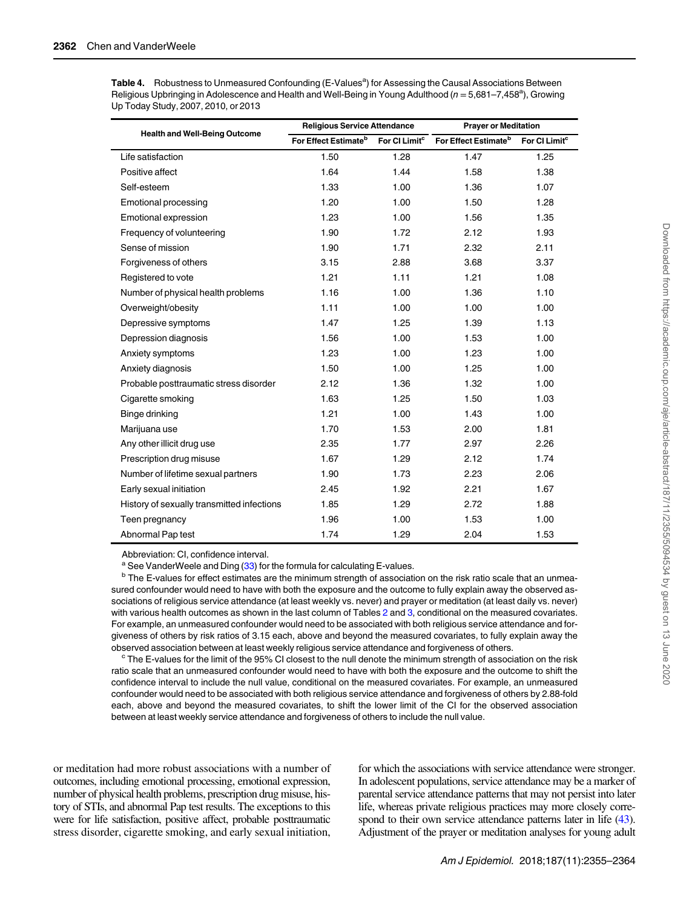**Table 4.** Robustness to Unmeasured Confounding (E-Values[a]) for Assessing the Causal Associations Between Religious Upbringing in Adolescence and Health and Well-Being in Young Adulthood ($n$ = 5,681–7,458[a]), Growing Up Today Study, 2007, 2010, or 2013

| Health and Well-Being Outcome | Religious Service Attendance | | Prayer or Meditation | |
|---|---|---|---|---|
| | For Effect Estimate[b] | For CI Limit[c] | For Effect Estimate[b] | For CI Limit[c] |
| Life satisfaction | 1.50 | 1.28 | 1.47 | 1.25 |
| Positive affect | 1.64 | 1.44 | 1.58 | 1.38 |
| Self-esteem | 1.33 | 1.00 | 1.36 | 1.07 |
| Emotional processing | 1.20 | 1.00 | 1.50 | 1.28 |
| Emotional expression | 1.23 | 1.00 | 1.56 | 1.35 |
| Frequency of volunteering | 1.90 | 1.72 | 2.12 | 1.93 |
| Sense of mission | 1.90 | 1.71 | 2.32 | 2.11 |
| Forgiveness of others | 3.15 | 2.88 | 3.68 | 3.37 |
| Registered to vote | 1.21 | 1.11 | 1.21 | 1.08 |
| Number of physical health problems | 1.16 | 1.00 | 1.36 | 1.10 |
| Overweight/obesity | 1.11 | 1.00 | 1.00 | 1.00 |
| Depressive symptoms | 1.47 | 1.25 | 1.39 | 1.13 |
| Depression diagnosis | 1.56 | 1.00 | 1.53 | 1.00 |
| Anxiety symptoms | 1.23 | 1.00 | 1.23 | 1.00 |
| Anxiety diagnosis | 1.50 | 1.00 | 1.25 | 1.00 |
| Probable posttraumatic stress disorder | 2.12 | 1.36 | 1.32 | 1.00 |
| Cigarette smoking | 1.63 | 1.25 | 1.50 | 1.03 |
| Binge drinking | 1.21 | 1.00 | 1.43 | 1.00 |
| Marijuana use | 1.70 | 1.53 | 2.00 | 1.81 |
| Any other illicit drug use | 2.35 | 1.77 | 2.97 | 2.26 |
| Prescription drug misuse | 1.67 | 1.29 | 2.12 | 1.74 |
| Number of lifetime sexual partners | 1.90 | 1.73 | 2.23 | 2.06 |
| Early sexual initiation | 2.45 | 1.92 | 2.21 | 1.67 |
| History of sexually transmitted infections | 1.85 | 1.29 | 2.72 | 1.88 |
| Teen pregnancy | 1.96 | 1.00 | 1.53 | 1.00 |
| Abnormal Pap test | 1.74 | 1.29 | 2.04 | 1.53 |

Abbreviation: CI, confidence interval.

[a] See VanderWeele and Ding (33) for the formula for calculating E-values.

[b] The E-values for effect estimates are the minimum strength of association on the risk ratio scale that an unmeasured confounder would need to have with both the exposure and the outcome to fully explain away the observed associations of religious service attendance (at least weekly vs. never) and prayer or meditation (at least daily vs. never) with various health outcomes as shown in the last column of Tables 2 and 3, conditional on the measured covariates. For example, an unmeasured confounder would need to be associated with both religious service attendance and forgiveness of others by risk ratios of 3.15 each, above and beyond the measured covariates, to fully explain away the observed association between at least weekly religious service attendance and forgiveness of others.

[c] The E-values for the limit of the 95% CI closest to the null denote the minimum strength of association on the risk ratio scale that an unmeasured confounder would need to have with both the exposure and the outcome to shift the confidence interval to include the null value, conditional on the measured covariates. For example, an unmeasured confounder would need to be associated with both religious service attendance and forgiveness of others by 2.88-fold each, above and beyond the measured covariates, to shift the lower limit of the CI for the observed association between at least weekly service attendance and forgiveness of others to include the null value.

or meditation had more robust associations with a number of outcomes, including emotional processing, emotional expression, number of physical health problems, prescription drug misuse, history of STIs, and abnormal Pap test results. The exceptions to this were for life satisfaction, positive affect, probable posttraumatic stress disorder, cigarette smoking, and early sexual initiation, for which the associations with service attendance were stronger. In adolescent populations, service attendance may be a marker of parental service attendance patterns that may not persist into later life, whereas private religious practices may more closely correspond to their own service attendance patterns later in life (43). Adjustment of the prayer or meditation analyses for young adult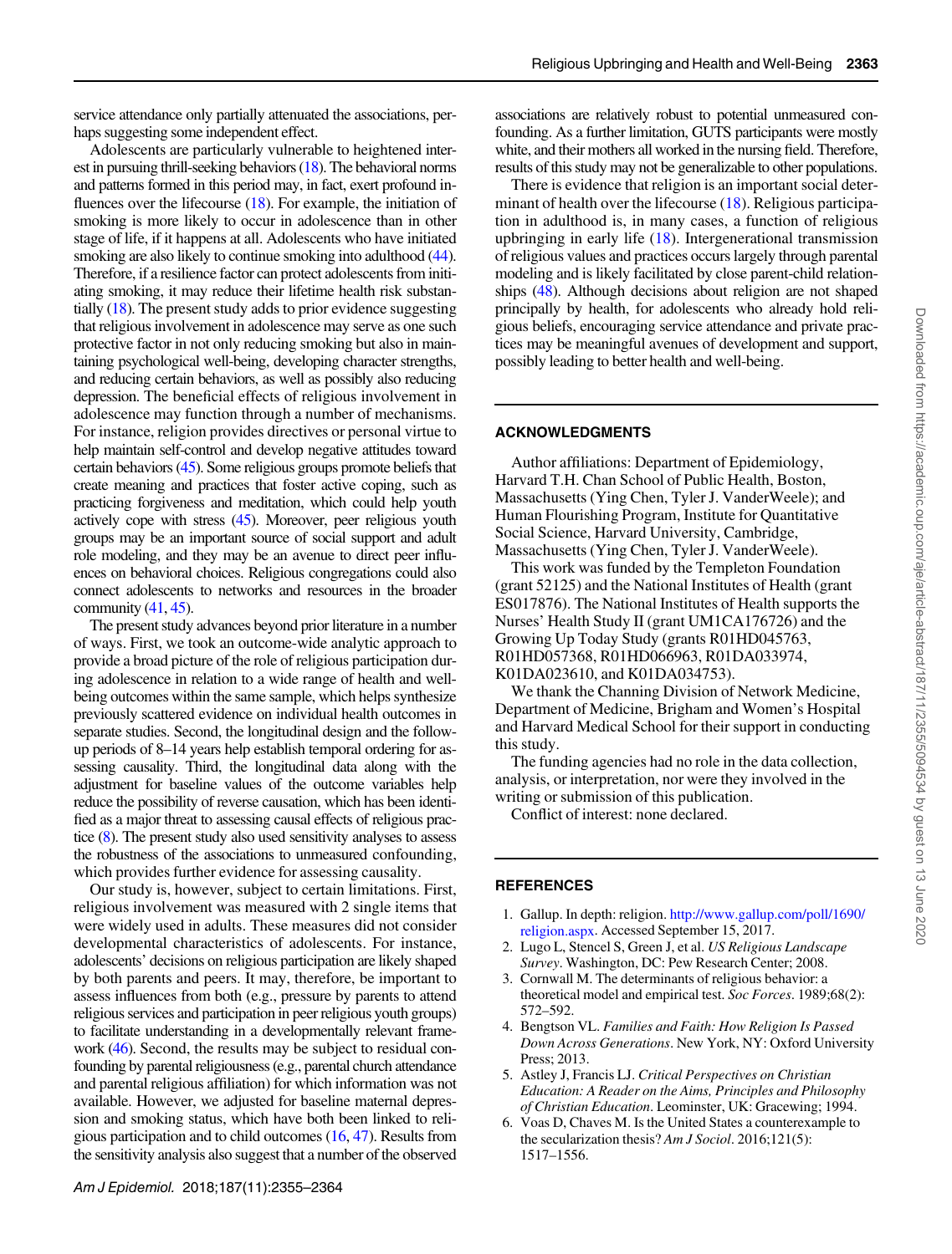service attendance only partially attenuated the associations, perhaps suggesting some independent effect.

Adolescents are particularly vulnerable to heightened interest in pursuing thrill-seeking behaviors (18). The behavioral norms and patterns formed in this period may, in fact, exert profound influences over the lifecourse (18). For example, the initiation of smoking is more likely to occur in adolescence than in other stage of life, if it happens at all. Adolescents who have initiated smoking are also likely to continue smoking into adulthood (44). Therefore, if a resilience factor can protect adolescents from initiating smoking, it may reduce their lifetime health risk substantially (18). The present study adds to prior evidence suggesting that religious involvement in adolescence may serve as one such protective factor in not only reducing smoking but also in maintaining psychological well-being, developing character strengths, and reducing certain behaviors, as well as possibly also reducing depression. The beneficial effects of religious involvement in adolescence may function through a number of mechanisms. For instance, religion provides directives or personal virtue to help maintain self-control and develop negative attitudes toward certain behaviors (45). Some religious groups promote beliefs that create meaning and practices that foster active coping, such as practicing forgiveness and meditation, which could help youth actively cope with stress (45). Moreover, peer religious youth groups may be an important source of social support and adult role modeling, and they may be an avenue to direct peer influences on behavioral choices. Religious congregations could also connect adolescents to networks and resources in the broader community (41, 45).

The present study advances beyond prior literature in a number of ways. First, we took an outcome-wide analytic approach to provide a broad picture of the role of religious participation during adolescence in relation to a wide range of health and well-being outcomes within the same sample, which helps synthesize previously scattered evidence on individual health outcomes in separate studies. Second, the longitudinal design and the follow-up periods of 8–14 years help establish temporal ordering for assessing causality. Third, the longitudinal data along with the adjustment for baseline values of the outcome variables help reduce the possibility of reverse causation, which has been identified as a major threat to assessing causal effects of religious practice (8). The present study also used sensitivity analyses to assess the robustness of the associations to unmeasured confounding, which provides further evidence for assessing causality.

Our study is, however, subject to certain limitations. First, religious involvement was measured with 2 single items that were widely used in adults. These measures did not consider developmental characteristics of adolescents. For instance, adolescents' decisions on religious participation are likely shaped by both parents and peers. It may, therefore, be important to assess influences from both (e.g., pressure by parents to attend religious services and participation in peer religious youth groups) to facilitate understanding in a developmentally relevant framework (46). Second, the results may be subject to residual confounding by parental religiousness (e.g., parental church attendance and parental religious affiliation) for which information was not available. However, we adjusted for baseline maternal depression and smoking status, which have both been linked to religious participation and to child outcomes (16, 47). Results from the sensitivity analysis also suggest that a number of the observed associations are relatively robust to potential unmeasured confounding. As a further limitation, GUTS participants were mostly white, and their mothers all worked in the nursing field. Therefore, results of this study may not be generalizable to other populations.

There is evidence that religion is an important social determinant of health over the lifecourse (18). Religious participation in adulthood is, in many cases, a function of religious upbringing in early life (18). Intergenerational transmission of religious values and practices occurs largely through parental modeling and is likely facilitated by close parent-child relationships (48). Although decisions about religion are not shaped principally by health, for adolescents who already hold religious beliefs, encouraging service attendance and private practices may be meaningful avenues of development and support, possibly leading to better health and well-being.

## ACKNOWLEDGMENTS

Author affiliations: Department of Epidemiology, Harvard T.H. Chan School of Public Health, Boston, Massachusetts (Ying Chen, Tyler J. VanderWeele); and Human Flourishing Program, Institute for Quantitative Social Science, Harvard University, Cambridge, Massachusetts (Ying Chen, Tyler J. VanderWeele).

This work was funded by the Templeton Foundation (grant 52125) and the National Institutes of Health (grant ES017876). The National Institutes of Health supports the Nurses' Health Study II (grant UM1CA176726) and the Growing Up Today Study (grants R01HD045763, R01HD057368, R01HD066963, R01DA033974, K01DA023610, and K01DA034753).

We thank the Channing Division of Network Medicine, Department of Medicine, Brigham and Women's Hospital and Harvard Medical School for their support in conducting this study.

The funding agencies had no role in the data collection, analysis, or interpretation, nor were they involved in the writing or submission of this publication.

Conflict of interest: none declared.

## REFERENCES

1. Gallup. In depth: religion. http://www.gallup.com/poll/1690/religion.aspx. Accessed September 15, 2017.
2. Lugo L, Stencel S, Green J, et al. *US Religious Landscape Survey*. Washington, DC: Pew Research Center; 2008.
3. Cornwall M. The determinants of religious behavior: a theoretical model and empirical test. *Soc Forces*. 1989;68(2):572–592.
4. Bengtson VL. *Families and Faith: How Religion Is Passed Down Across Generations*. New York, NY: Oxford University Press; 2013.
5. Astley J, Francis LJ. *Critical Perspectives on Christian Education: A Reader on the Aims, Principles and Philosophy of Christian Education*. Leominster, UK: Gracewing; 1994.
6. Voas D, Chaves M. Is the United States a counterexample to the secularization thesis? *Am J Sociol*. 2016;121(5):1517–1556.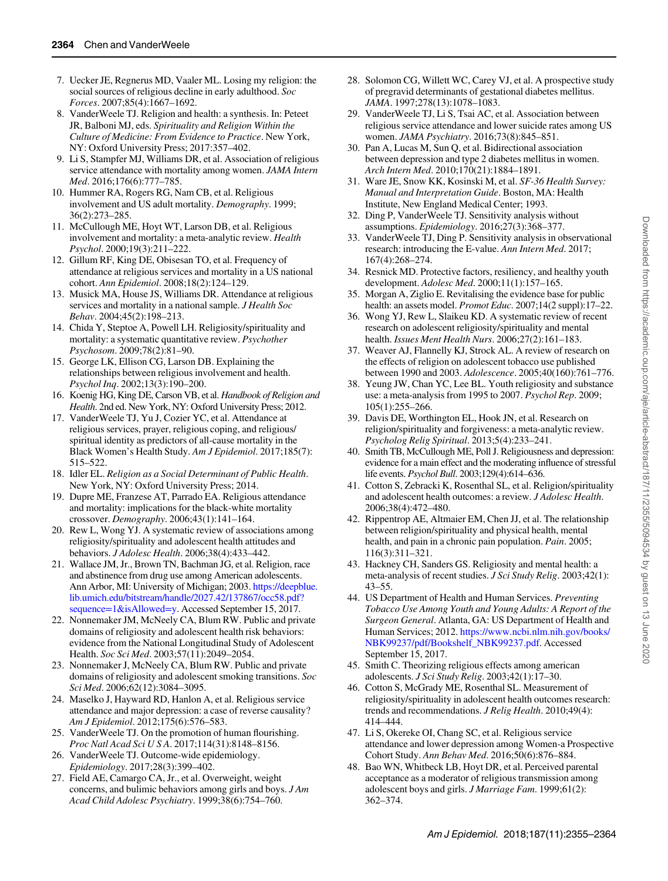7. Uecker JE, Regnerus MD, Vaaler ML. Losing my religion: the social sources of religious decline in early adulthood. *Soc Forces*. 2007;85(4):1667–1692.
8. VanderWeele TJ. Religion and health: a synthesis. In: Peteet JR, Balboni MJ, eds. *Spirituality and Religion Within the Culture of Medicine: From Evidence to Practice*. New York, NY: Oxford University Press; 2017:357–402.
9. Li S, Stampfer MJ, Williams DR, et al. Association of religious service attendance with mortality among women. *JAMA Intern Med*. 2016;176(6):777–785.
10. Hummer RA, Rogers RG, Nam CB, et al. Religious involvement and US adult mortality. *Demography*. 1999; 36(2):273–285.
11. McCullough ME, Hoyt WT, Larson DB, et al. Religious involvement and mortality: a meta-analytic review. *Health Psychol*. 2000;19(3):211–222.
12. Gillum RF, King DE, Obisesan TO, et al. Frequency of attendance at religious services and mortality in a US national cohort. *Ann Epidemiol*. 2008;18(2):124–129.
13. Musick MA, House JS, Williams DR. Attendance at religious services and mortality in a national sample. *J Health Soc Behav*. 2004;45(2):198–213.
14. Chida Y, Steptoe A, Powell LH. Religiosity/spirituality and mortality: a systematic quantitative review. *Psychother Psychosom*. 2009;78(2):81–90.
15. George LK, Ellison CG, Larson DB. Explaining the relationships between religious involvement and health. *Psychol Inq*. 2002;13(3):190–200.
16. Koenig HG, King DE, Carson VB, et al. *Handbook of Religion and Health*. 2nd ed. New York, NY: Oxford University Press; 2012.
17. VanderWeele TJ, Yu J, Cozier YC, et al. Attendance at religious services, prayer, religious coping, and religious/spiritual identity as predictors of all-cause mortality in the Black Women's Health Study. *Am J Epidemiol*. 2017;185(7): 515–522.
18. Idler EL. *Religion as a Social Determinant of Public Health*. New York, NY: Oxford University Press; 2014.
19. Dupre ME, Franzese AT, Parrado EA. Religious attendance and mortality: implications for the black-white mortality crossover. *Demography*. 2006;43(1):141–164.
20. Rew L, Wong YJ. A systematic review of associations among religiosity/spirituality and adolescent health attitudes and behaviors. *J Adolesc Health*. 2006;38(4):433–442.
21. Wallace JM, Jr., Brown TN, Bachman JG, et al. Religion, race and abstinence from drug use among American adolescents. Ann Arbor, MI: University of Michigan; 2003. https://deepblue.lib.umich.edu/bitstream/handle/2027.42/137867/occ58.pdf?sequence=1&isAllowed=y. Accessed September 15, 2017.
22. Nonnemaker JM, McNeely CA, Blum RW. Public and private domains of religiosity and adolescent health risk behaviors: evidence from the National Longitudinal Study of Adolescent Health. *Soc Sci Med*. 2003;57(11):2049–2054.
23. Nonnemaker J, McNeely CA, Blum RW. Public and private domains of religiosity and adolescent smoking transitions. *Soc Sci Med*. 2006;62(12):3084–3095.
24. Maselko J, Hayward RD, Hanlon A, et al. Religious service attendance and major depression: a case of reverse causality? *Am J Epidemiol*. 2012;175(6):576–583.
25. VanderWeele TJ. On the promotion of human flourishing. *Proc Natl Acad Sci U S A*. 2017;114(31):8148–8156.
26. VanderWeele TJ. Outcome-wide epidemiology. *Epidemiology*. 2017;28(3):399–402.
27. Field AE, Camargo CA, Jr., et al. Overweight, weight concerns, and bulimic behaviors among girls and boys. *J Am Acad Child Adolesc Psychiatry*. 1999;38(6):754–760.
28. Solomon CG, Willett WC, Carey VJ, et al. A prospective study of pregravid determinants of gestational diabetes mellitus. *JAMA*. 1997;278(13):1078–1083.
29. VanderWeele TJ, Li S, Tsai AC, et al. Association between religious service attendance and lower suicide rates among US women. *JAMA Psychiatry*. 2016;73(8):845–851.
30. Pan A, Lucas M, Sun Q, et al. Bidirectional association between depression and type 2 diabetes mellitus in women. *Arch Intern Med*. 2010;170(21):1884–1891.
31. Ware JE, Snow KK, Kosinski M, et al. *SF-36 Health Survey: Manual and Interpretation Guide*. Boston, MA: Health Institute, New England Medical Center; 1993.
32. Ding P, VanderWeele TJ. Sensitivity analysis without assumptions. *Epidemiology*. 2016;27(3):368–377.
33. VanderWeele TJ, Ding P. Sensitivity analysis in observational research: introducing the E-value. *Ann Intern Med*. 2017; 167(4):268–274.
34. Resnick MD. Protective factors, resiliency, and healthy youth development. *Adolesc Med*. 2000;11(1):157–165.
35. Morgan A, Ziglio E. Revitalising the evidence base for public health: an assets model. *Promot Educ*. 2007;14(2 suppl):17–22.
36. Wong YJ, Rew L, Slaikeu KD. A systematic review of recent research on adolescent religiosity/spirituality and mental health. *Issues Ment Health Nurs*. 2006;27(2):161–183.
37. Weaver AJ, Flannelly KJ, Strock AL. A review of research on the effects of religion on adolescent tobacco use published between 1990 and 2003. *Adolescence*. 2005;40(160):761–776.
38. Yeung JW, Chan YC, Lee BL. Youth religiosity and substance use: a meta-analysis from 1995 to 2007. *Psychol Rep*. 2009; 105(1):255–266.
39. Davis DE, Worthington EL, Hook JN, et al. Research on religion/spirituality and forgiveness: a meta-analytic review. *Psycholog Relig Spiritual*. 2013;5(4):233–241.
40. Smith TB, McCullough ME, Poll J. Religiousness and depression: evidence for a main effect and the moderating influence of stressful life events. *Psychol Bull*. 2003;129(4):614–636.
41. Cotton S, Zebracki K, Rosenthal SL, et al. Religion/spirituality and adolescent health outcomes: a review. *J Adolesc Health*. 2006;38(4):472–480.
42. Rippentrop AE, Altmaier EM, Chen JJ, et al. The relationship between religion/spirituality and physical health, mental health, and pain in a chronic pain population. *Pain*. 2005; 116(3):311–321.
43. Hackney CH, Sanders GS. Religiosity and mental health: a meta-analysis of recent studies. *J Sci Study Relig*. 2003;42(1): 43–55.
44. US Department of Health and Human Services. *Preventing Tobacco Use Among Youth and Young Adults: A Report of the Surgeon General*. Atlanta, GA: US Department of Health and Human Services; 2012. https://www.ncbi.nlm.nih.gov/books/NBK99237/pdf/Bookshelf_NBK99237.pdf. Accessed September 15, 2017.
45. Smith C. Theorizing religious effects among american adolescents. *J Sci Study Relig*. 2003;42(1):17–30.
46. Cotton S, McGrady ME, Rosenthal SL. Measurement of religiosity/spirituality in adolescent health outcomes research: trends and recommendations. *J Relig Health*. 2010;49(4): 414–444.
47. Li S, Okereke OI, Chang SC, et al. Religious service attendance and lower depression among Women-a Prospective Cohort Study. *Ann Behav Med*. 2016;50(6):876–884.
48. Bao WN, Whitbeck LB, Hoyt DR, et al. Perceived parental acceptance as a moderator of religious transmission among adolescent boys and girls. *J Marriage Fam*. 1999;61(2): 362–374.